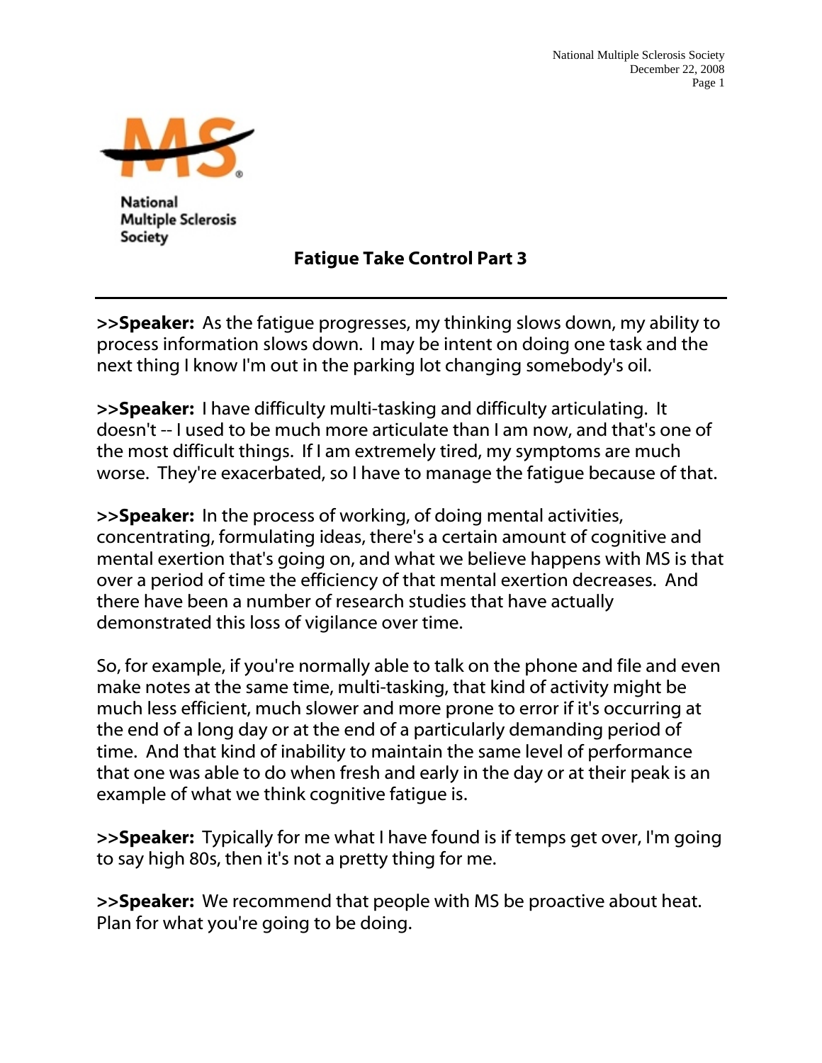National Multiple Sclerosis Society

# Fatigue Take Control Part 3

**>>Speaker:** As the fatigue progresses, my thinking slows down, my ability to process information slows down. I may be intent on doing one task and the next thing I know I'm out in the parking lot changing somebody's oil.

**>>Speaker:** I have difficulty multi-tasking and difficulty articulating. It doesn't -- I used to be much more articulate than I am now, and that's one of the most difficult things. If I am extremely tired, my symptoms are much worse. They're exacerbated, so I have to manage the fatigue because of that.

**>>Speaker:** In the process of working, of doing mental activities, concentrating, formulating ideas, there's a certain amount of cognitive and mental exertion that's going on, and what we believe happens with MS is that over a period of time the efficiency of that mental exertion decreases. And there have been a number of research studies that have actually demonstrated this loss of vigilance over time.

So, for example, if you're normally able to talk on the phone and file and even make notes at the same time, multi-tasking, that kind of activity might be much less efficient, much slower and more prone to error if it's occurring at the end of a long day or at the end of a particularly demanding period of time. And that kind of inability to maintain the same level of performance that one was able to do when fresh and early in the day or at their peak is an example of what we think cognitive fatigue is.

**>>Speaker:** Typically for me what I have found is if temps get over, I'm going to say high 80s, then it's not a pretty thing for me.

**>>Speaker:** We recommend that people with MS be proactive about heat. Plan for what you're going to be doing.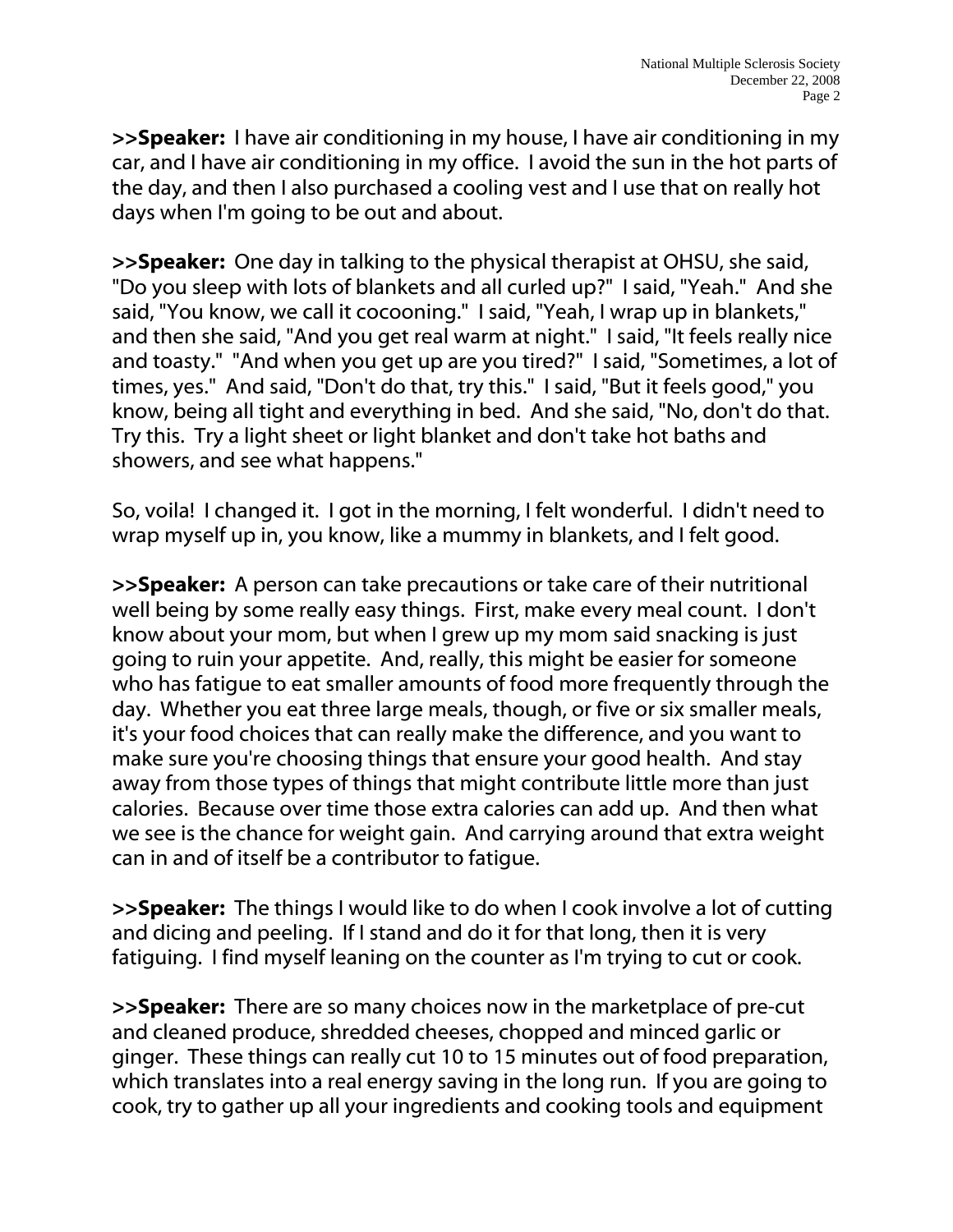**>>Speaker:** I have air conditioning in my house, I have air conditioning in my car, and I have air conditioning in my office. I avoid the sun in the hot parts of the day, and then I also purchased a cooling vest and I use that on really hot days when I'm going to be out and about.

**>>Speaker:** One day in talking to the physical therapist at OHSU, she said, "Do you sleep with lots of blankets and all curled up?" I said, "Yeah." And she said, "You know, we call it cocooning." I said, "Yeah, I wrap up in blankets," and then she said, "And you get real warm at night." I said, "It feels really nice and toasty." "And when you get up are you tired?" I said, "Sometimes, a lot of times, yes." And said, "Don't do that, try this." I said, "But it feels good," you know, being all tight and everything in bed. And she said, "No, don't do that. Try this. Try a light sheet or light blanket and don't take hot baths and showers, and see what happens."

So, voila! I changed it. I got in the morning, I felt wonderful. I didn't need to wrap myself up in, you know, like a mummy in blankets, and I felt good.

**>>Speaker:** A person can take precautions or take care of their nutritional well being by some really easy things. First, make every meal count. I don't know about your mom, but when I grew up my mom said snacking is just going to ruin your appetite. And, really, this might be easier for someone who has fatigue to eat smaller amounts of food more frequently through the day. Whether you eat three large meals, though, or five or six smaller meals, it's your food choices that can really make the difference, and you want to make sure you're choosing things that ensure your good health. And stay away from those types of things that might contribute little more than just calories. Because over time those extra calories can add up. And then what we see is the chance for weight gain. And carrying around that extra weight can in and of itself be a contributor to fatigue.

**>>Speaker:** The things I would like to do when I cook involve a lot of cutting and dicing and peeling. If I stand and do it for that long, then it is very fatiguing. I find myself leaning on the counter as I'm trying to cut or cook.

**>>Speaker:** There are so many choices now in the marketplace of pre-cut and cleaned produce, shredded cheeses, chopped and minced garlic or ginger. These things can really cut 10 to 15 minutes out of food preparation, which translates into a real energy saving in the long run. If you are going to cook, try to gather up all your ingredients and cooking tools and equipment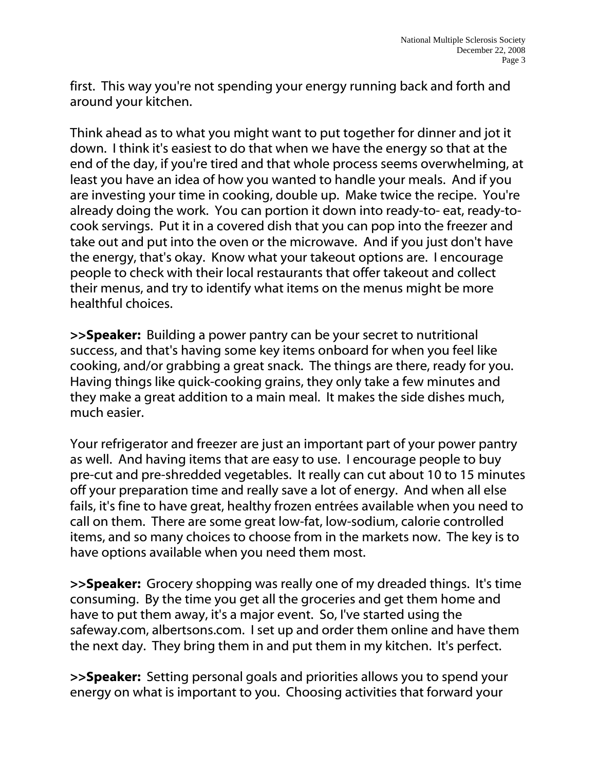first. This way you're not spending your energy running back and forth and around your kitchen.

Think ahead as to what you might want to put together for dinner and jot it down. I think it's easiest to do that when we have the energy so that at the end of the day, if you're tired and that whole process seems overwhelming, at least you have an idea of how you wanted to handle your meals. And if you are investing your time in cooking, double up. Make twice the recipe. You're already doing the work. You can portion it down into ready-to- eat, ready-to-cook servings. Put it in a covered dish that you can pop into the freezer and take out and put into the oven or the microwave. And if you just don't have the energy, that's okay. Know what your takeout options are. I encourage people to check with their local restaurants that offer takeout and collect their menus, and try to identify what items on the menus might be more healthful choices.

**>>Speaker:** Building a power pantry can be your secret to nutritional success, and that's having some key items onboard for when you feel like cooking, and/or grabbing a great snack. The things are there, ready for you. Having things like quick-cooking grains, they only take a few minutes and they make a great addition to a main meal. It makes the side dishes much, much easier.

Your refrigerator and freezer are just an important part of your power pantry as well. And having items that are easy to use. I encourage people to buy pre-cut and pre-shredded vegetables. It really can cut about 10 to 15 minutes off your preparation time and really save a lot of energy. And when all else fails, it's fine to have great, healthy frozen entrées available when you need to call on them. There are some great low-fat, low-sodium, calorie controlled items, and so many choices to choose from in the markets now. The key is to have options available when you need them most.

**>>Speaker:** Grocery shopping was really one of my dreaded things. It's time consuming. By the time you get all the groceries and get them home and have to put them away, it's a major event. So, I've started using the safeway.com, albertsons.com. I set up and order them online and have them the next day. They bring them in and put them in my kitchen. It's perfect.

**>>Speaker:** Setting personal goals and priorities allows you to spend your energy on what is important to you. Choosing activities that forward your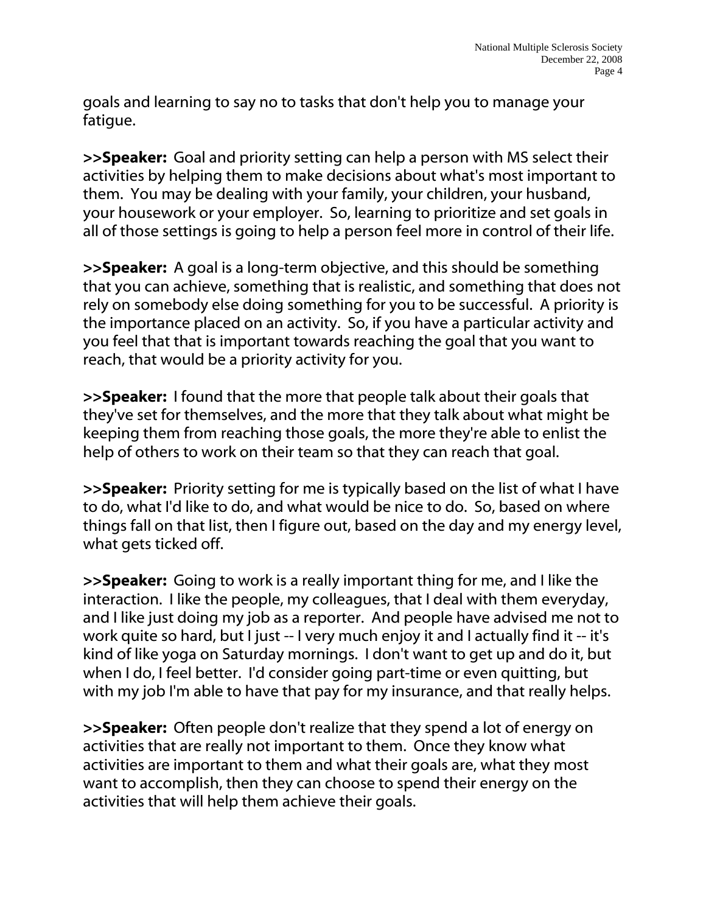goals and learning to say no to tasks that don't help you to manage your fatigue.

**>>Speaker:** Goal and priority setting can help a person with MS select their activities by helping them to make decisions about what's most important to them. You may be dealing with your family, your children, your husband, your housework or your employer. So, learning to prioritize and set goals in all of those settings is going to help a person feel more in control of their life.

**>>Speaker:** A goal is a long-term objective, and this should be something that you can achieve, something that is realistic, and something that does not rely on somebody else doing something for you to be successful. A priority is the importance placed on an activity. So, if you have a particular activity and you feel that that is important towards reaching the goal that you want to reach, that would be a priority activity for you.

**>>Speaker:** I found that the more that people talk about their goals that they've set for themselves, and the more that they talk about what might be keeping them from reaching those goals, the more they're able to enlist the help of others to work on their team so that they can reach that goal.

**>>Speaker:** Priority setting for me is typically based on the list of what I have to do, what I'd like to do, and what would be nice to do. So, based on where things fall on that list, then I figure out, based on the day and my energy level, what gets ticked off.

**>>Speaker:** Going to work is a really important thing for me, and I like the interaction. I like the people, my colleagues, that I deal with them everyday, and I like just doing my job as a reporter. And people have advised me not to work quite so hard, but I just -- I very much enjoy it and I actually find it -- it's kind of like yoga on Saturday mornings. I don't want to get up and do it, but when I do, I feel better. I'd consider going part-time or even quitting, but with my job I'm able to have that pay for my insurance, and that really helps.

**>>Speaker:** Often people don't realize that they spend a lot of energy on activities that are really not important to them. Once they know what activities are important to them and what their goals are, what they most want to accomplish, then they can choose to spend their energy on the activities that will help them achieve their goals.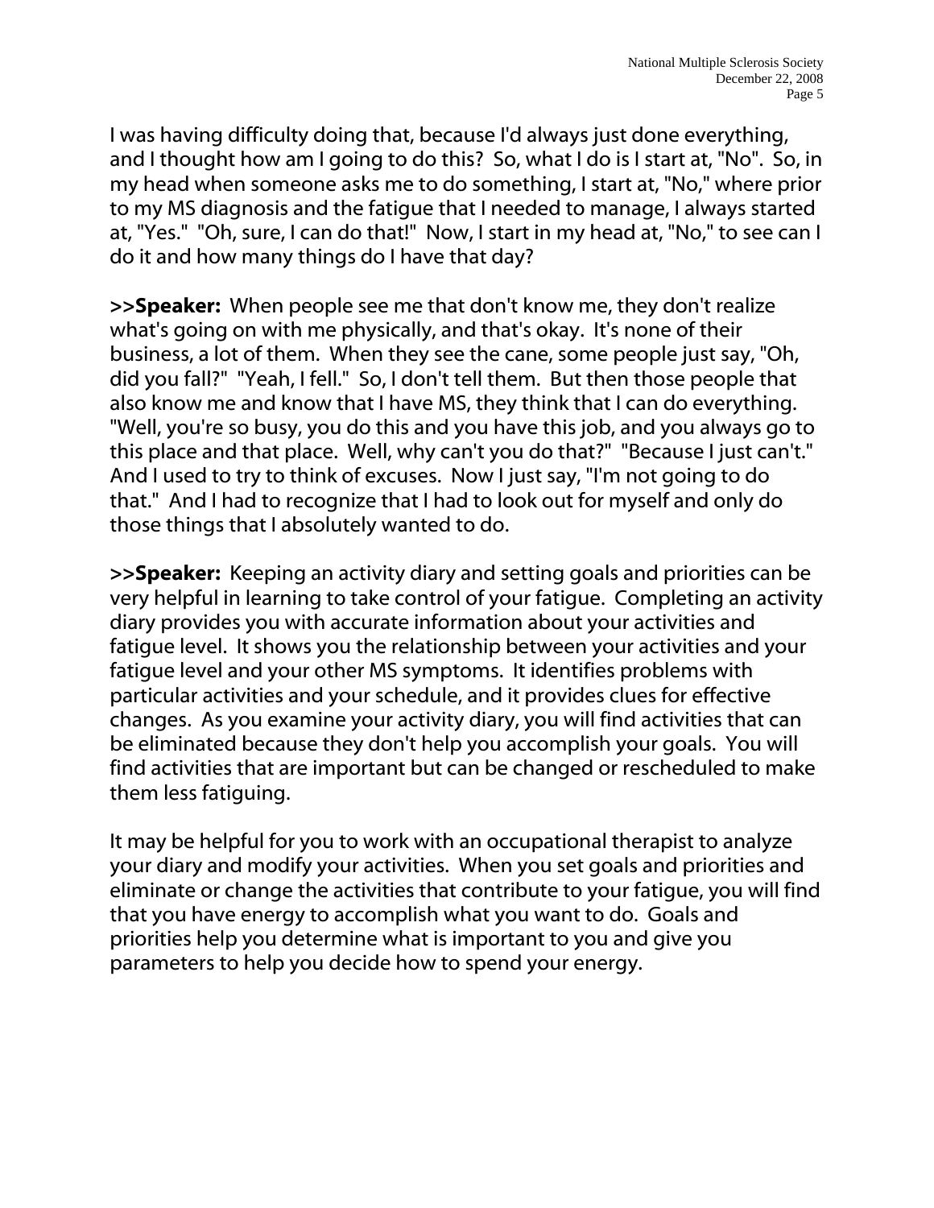I was having difficulty doing that, because I'd always just done everything, and I thought how am I going to do this? So, what I do is I start at, "No". So, in my head when someone asks me to do something, I start at, "No," where prior to my MS diagnosis and the fatigue that I needed to manage, I always started at, "Yes." "Oh, sure, I can do that!" Now, I start in my head at, "No," to see can I do it and how many things do I have that day?

**>>Speaker:** When people see me that don't know me, they don't realize what's going on with me physically, and that's okay. It's none of their business, a lot of them. When they see the cane, some people just say, "Oh, did you fall?" "Yeah, I fell." So, I don't tell them. But then those people that also know me and know that I have MS, they think that I can do everything. "Well, you're so busy, you do this and you have this job, and you always go to this place and that place. Well, why can't you do that?" "Because I just can't." And I used to try to think of excuses. Now I just say, "I'm not going to do that." And I had to recognize that I had to look out for myself and only do those things that I absolutely wanted to do.

**>>Speaker:** Keeping an activity diary and setting goals and priorities can be very helpful in learning to take control of your fatigue. Completing an activity diary provides you with accurate information about your activities and fatigue level. It shows you the relationship between your activities and your fatigue level and your other MS symptoms. It identifies problems with particular activities and your schedule, and it provides clues for effective changes. As you examine your activity diary, you will find activities that can be eliminated because they don't help you accomplish your goals. You will find activities that are important but can be changed or rescheduled to make them less fatiguing.

It may be helpful for you to work with an occupational therapist to analyze your diary and modify your activities. When you set goals and priorities and eliminate or change the activities that contribute to your fatigue, you will find that you have energy to accomplish what you want to do. Goals and priorities help you determine what is important to you and give you parameters to help you decide how to spend your energy.